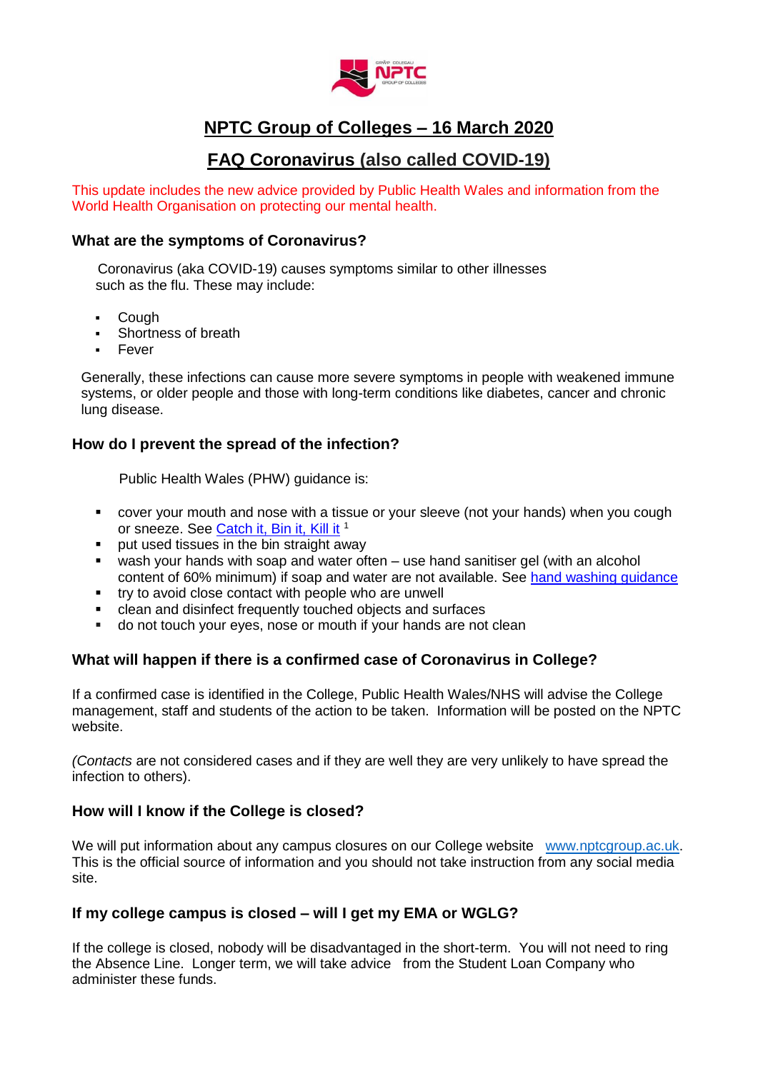# NPTC Group of Colleges – 16 March 2020

## FAQ Coronavirus (also called COVID-19)

This update includes the new advice provided by Public Health Wales and information from the World Health Organisation on protecting our mental health.

### What are the symptoms of Coronavirus?

Coronavirus (aka COVID-19) causes symptoms similar to other illnesses such as the flu. These may include:

- Cough
- Shortness of breath
- Fever

Generally, these infections can cause more severe symptoms in people with weakened immune systems, or older people and those with long-term conditions like diabetes, cancer and chronic lung disease.

### How do I prevent the spread of the infection?

Public Health Wales (PHW) guidance is:

- cover your mouth and nose with a tissue or your sleeve (not your hands) when you cough or sneeze. See Catch it, Bin it, Kill it [1]
- put used tissues in the bin straight away
- wash your hands with soap and water often – use hand sanitiser gel (with an alcohol content of 60% minimum) if soap and water are not available. See hand washing guidance
- try to avoid close contact with people who are unwell
- clean and disinfect frequently touched objects and surfaces
- do not touch your eyes, nose or mouth if your hands are not clean

### What will happen if there is a confirmed case of Coronavirus in College?

If a confirmed case is identified in the College, Public Health Wales/NHS will advise the College management, staff and students of the action to be taken. Information will be posted on the NPTC website.

(*Contacts* are not considered cases and if they are well they are very unlikely to have spread the infection to others).

### How will I know if the College is closed?

We will put information about any campus closures on our College website www.nptcgroup.ac.uk. This is the official source of information and you should not take instruction from any social media site.

### If my college campus is closed – will I get my EMA or WGLG?

If the college is closed, nobody will be disadvantaged in the short-term. You will not need to ring the Absence Line. Longer term, we will take advice from the Student Loan Company who administer these funds.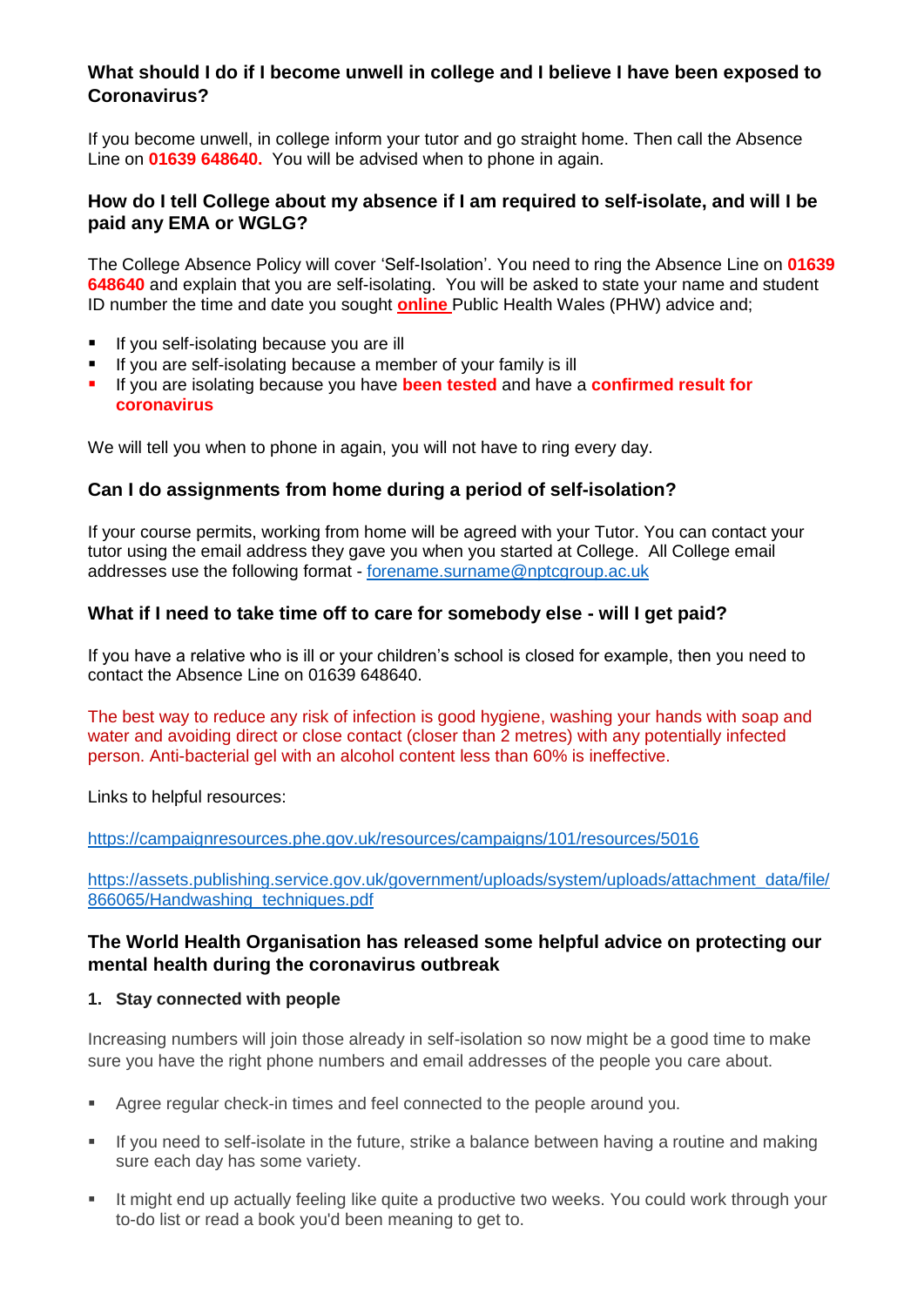### What should I do if I become unwell in college and I believe I have been exposed to Coronavirus?

If you become unwell, in college inform your tutor and go straight home. Then call the Absence Line on **01639 648640.** You will be advised when to phone in again.

### How do I tell College about my absence if I am required to self-isolate, and will I be paid any EMA or WGLG?

The College Absence Policy will cover 'Self-Isolation'. You need to ring the Absence Line on **01639 648640** and explain that you are self-isolating. You will be asked to state your name and student ID number the time and date you sought **online** Public Health Wales (PHW) advice and;

- If you self-isolating because you are ill
- If you are self-isolating because a member of your family is ill
- If you are isolating because you have **been tested** and have a **confirmed result for coronavirus**

We will tell you when to phone in again, you will not have to ring every day.

### Can I do assignments from home during a period of self-isolation?

If your course permits, working from home will be agreed with your Tutor. You can contact your tutor using the email address they gave you when you started at College. All College email addresses use the following format - forename.surname@nptcgroup.ac.uk

### What if I need to take time off to care for somebody else - will I get paid?

If you have a relative who is ill or your children's school is closed for example, then you need to contact the Absence Line on 01639 648640.

The best way to reduce any risk of infection is good hygiene, washing your hands with soap and water and avoiding direct or close contact (closer than 2 metres) with any potentially infected person. Anti-bacterial gel with an alcohol content less than 60% is ineffective.

Links to helpful resources:

https://campaignresources.phe.gov.uk/resources/campaigns/101/resources/5016

https://assets.publishing.service.gov.uk/government/uploads/system/uploads/attachment_data/file/866065/Handwashing_techniques.pdf

### The World Health Organisation has released some helpful advice on protecting our mental health during the coronavirus outbreak

**1. Stay connected with people**

Increasing numbers will join those already in self-isolation so now might be a good time to make sure you have the right phone numbers and email addresses of the people you care about.

- Agree regular check-in times and feel connected to the people around you.
- If you need to self-isolate in the future, strike a balance between having a routine and making sure each day has some variety.
- It might end up actually feeling like quite a productive two weeks. You could work through your to-do list or read a book you'd been meaning to get to.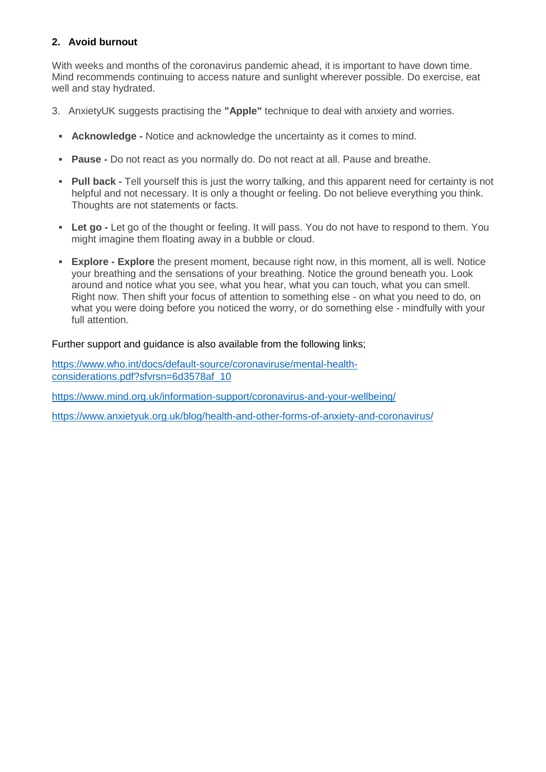**2. Avoid burnout**

With weeks and months of the coronavirus pandemic ahead, it is important to have down time. Mind recommends continuing to access nature and sunlight wherever possible. Do exercise, eat well and stay hydrated.

3. AnxietyUK suggests practising the **"Apple"** technique to deal with anxiety and worries.

- **Acknowledge -** Notice and acknowledge the uncertainty as it comes to mind.
- **Pause -** Do not react as you normally do. Do not react at all. Pause and breathe.
- **Pull back -** Tell yourself this is just the worry talking, and this apparent need for certainty is not helpful and not necessary. It is only a thought or feeling. Do not believe everything you think. Thoughts are not statements or facts.
- **Let go -** Let go of the thought or feeling. It will pass. You do not have to respond to them. You might imagine them floating away in a bubble or cloud.
- **Explore - Explore** the present moment, because right now, in this moment, all is well. Notice your breathing and the sensations of your breathing. Notice the ground beneath you. Look around and notice what you see, what you hear, what you can touch, what you can smell. Right now. Then shift your focus of attention to something else - on what you need to do, on what you were doing before you noticed the worry, or do something else - mindfully with your full attention.

Further support and guidance is also available from the following links;

https://www.who.int/docs/default-source/coronaviruse/mental-health-considerations.pdf?sfvrsn=6d3578af_10

https://www.mind.org.uk/information-support/coronavirus-and-your-wellbeing/

https://www.anxietyuk.org.uk/blog/health-and-other-forms-of-anxiety-and-coronavirus/